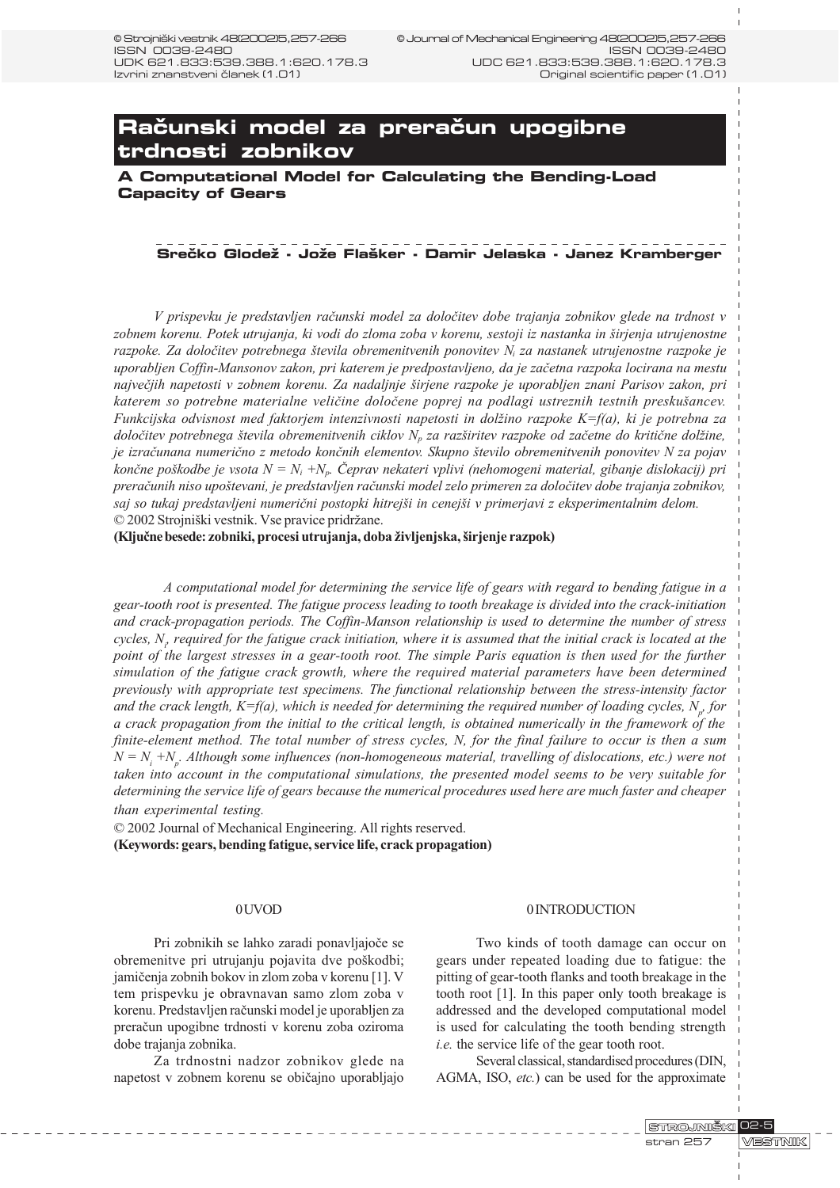# Računski model za preračun upogibne trdnosti zobnikov

## A Computational Model for Calculating the Bending-Load Capacity of Gears

**Srečko Glodež - Jože Flašker - Damir Jelaska - Janez Kramberger**

*V prispevku je predstavljen računski model za določitev dobe trajanja zobnikov glede na trdnost v zobnem korenu. Potek utrujanja, ki vodi do zloma zoba v korenu, sestoji iz nastanka in širjenja utrujenostne razpoke. Za določitev potrebnega števila obremenitvenih ponovitev $N_i$ za nastanek utrujenostne razpoke je uporabljen Coffin-Mansonov zakon, pri katerem je predpostavljeno, da je začetna razpoka locirana na mestu največjih napetosti v zobnem korenu. Za nadaljnje širjenje razpoke je uporabljen znani Parisov zakon, pri katerem so potrebne materialne veličine določene poprej na podlagi ustreznih testnih preskušancev. Funkcijska odvisnost med faktorjem intenzivnosti napetosti in dolžino razpoke $K=f(a)$, ki je potrebna za določitev potrebnega števila obremenitvenih ciklov $N_p$ za razširitev razpoke od začetne do kritične dolžine, je izračunana numerično z metodo končnih elementov. Skupno število obremenitvenih ponovitev $N$ za pojav končne poškodbe je vsota $N = N_i + N_p$. Čeprav nekateri vplivi (nehomogeni material, gibanje dislokacij) pri preračunih niso upoštevani, je predstavljen računski model zelo primeren za določitev dobe trajanja zobnikov, saj so tukaj predstavljeni numerični postopki hitrejši in cenejši v primerjavi z eksperimentalnim delom.*

© 2002 Strojniški vestnik. Vse pravice pridržane.

**(Ključne besede: zobniki, procesi utrujanja, doba življenjska, širjenje razpok)**

*A computational model for determining the service life of gears with regard to bending fatigue in a gear-tooth root is presented. The fatigue process leading to tooth breakage is divided into the crack-initiation and crack-propagation periods. The Coffin-Manson relationship is used to determine the number of stress cycles, $N_i$, required for the fatigue crack initiation, where it is assumed that the initial crack is located at the point of the largest stresses in a gear-tooth root. The simple Paris equation is then used for the further simulation of the fatigue crack growth, where the required material parameters have been determined previously with appropriate test specimens. The functional relationship between the stress-intensity factor and the crack length, $K=f(a)$, which is needed for determining the required number of loading cycles, $N_p$, for a crack propagation from the initial to the critical length, is obtained numerically in the framework of the finite-element method. The total number of stress cycles, $N$, for the final failure to occur is then a sum $N = N_i + N_p$. Although some influences (non-homogeneous material, travelling of dislocations, etc.) were not taken into account in the computational simulations, the presented model seems to be very suitable for determining the service life of gears because the numerical procedures used here are much faster and cheaper than experimental testing.*

© 2002 Journal of Mechanical Engineering. All rights reserved.

**(Keywords: gears, bending fatigue, service life, crack propagation)**

## 0 UVOD

Pri zobnikih se lahko zaradi ponavljajoče se obremenitve pri utrujanju pojavita dve poškodbi; jamičenja zobnih bokov in zlom zoba v korenu [1]. V tem prispevku je obravnavan samo zlom zoba v korenu. Predstavljen računski model je uporabljen za preračun upogibne trdnosti v korenu zoba oziroma dobe trajanja zobnika.

Za trdnostni nadzor zobnikov glede na napetost v zobnem korenu se običajno uporabljajo

## 0 INTRODUCTION

Two kinds of tooth damage can occur on gears under repeated loading due to fatigue: the pitting of gear-tooth flanks and tooth breakage in the tooth root [1]. In this paper only tooth breakage is addressed and the developed computational model is used for calculating the tooth bending strength *i.e.* the service life of the gear tooth root.

Several classical, standardised procedures (DIN, AGMA, ISO, *etc.*) can be used for the approximate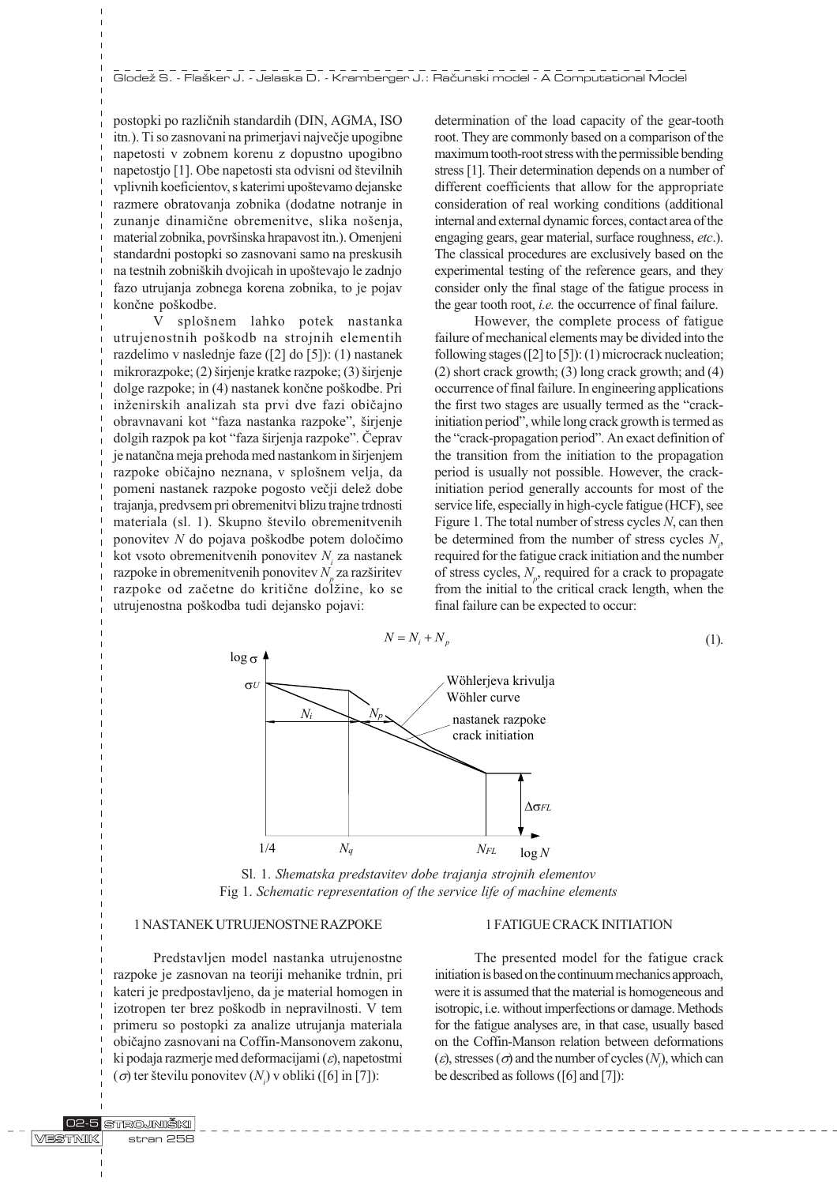postopki po različnih standardih (DIN, AGMA, ISO itn.). Ti so zasnovani na primerjavi največje upogibne napetosti v zobnem korenu z dopustno upogibno napetostjo [1]. Obe napetosti sta odvisni od številnih vplivnih koeficientov, s katerimi upoštevamo dejanske razmere obratovanja zobnika (dodatne notranje in zunanje dinamične obremenitve, slika nošenja, material zobnika, površinska hrapavost itn.). Omenjeni standardni postopki so zasnovani samo na preskusih na testnih zobniških dvojicah in upoštevajo le zadnjo fazo utrujanja zobnega korena zobnika, to je pojav končne poškodbe.

V splošnem lahko potek nastanka utrujenostnih poškodb na strojnih elementih razdelimo v naslednje faze ([2] do [5]): (1) nastanek mikrorazpoke; (2) širjenje kratke razpoke; (3) širjenje dolge razpoke; in (4) nastanek končne poškodbe. Pri inženirskih analizah sta prvi dve fazi običajno obravnavani kot "faza nastanka razpoke", širjenje dolgih razpok pa kot "faza širjenja razpoke". Čeprav je natančna meja prehoda med nastankom in širjenjem razpoke običajno neznana, v splošnem velja, da pomeni nastanek razpoke pogosto večji delež dobe trajanja, predvsem pri obremenitvi blizu trajne trdnosti materiala (sl. 1). Skupno število obremenitvenih ponovitev $N$ do pojava poškodbe potem določimo kot vsoto obremenitvenih ponovitev $N_i$ za nastanek razpoke in obremenitvenih ponovitev $N_p$ za razširitev razpoke od začetne do kritične dolžine, ko se utrujenostna poškodba tudi dejansko pojavi:

determination of the load capacity of the gear-tooth root. They are commonly based on a comparison of the maximum tooth-root stress with the permissible bending stress [1]. Their determination depends on a number of different coefficients that allow for the appropriate consideration of real working conditions (additional internal and external dynamic forces, contact area of the engaging gears, gear material, surface roughness, *etc*.). The classical procedures are exclusively based on the experimental testing of the reference gears, and they consider only the final stage of the fatigue process in the gear tooth root, *i.e.* the occurrence of final failure.

However, the complete process of fatigue failure of mechanical elements may be divided into the following stages ([2] to [5]): (1) microcrack nucleation; (2) short crack growth; (3) long crack growth; and (4) occurrence of final failure. In engineering applications the first two stages are usually termed as the "crack-initiation period", while long crack growth is termed as the "crack-propagation period". An exact definition of the transition from the initiation to the propagation period is usually not possible. However, the crack-initiation period generally accounts for most of the service life, especially in high-cycle fatigue (HCF), see Figure 1. The total number of stress cycles $N$, can then be determined from the number of stress cycles $N_i$, required for the fatigue crack initiation and the number of stress cycles, $N_p$, required for a crack to propagate from the initial to the critical crack length, when the final failure can be expected to occur:

$$N = N_i + N_p \tag{1}$$

Sl. 1. *Shematska predstavitev dobe trajanja strojnih elementov*

Fig 1. *Schematic representation of the service life of machine elements*

## 1 NASTANEK UTRUJENOSTNE RAZPOKE

Predstavljen model nastanka utrujenostne razpoke je zasnovan na teoriji mehanike trdnin, pri kateri je predpostavljeno, da je material homogen in izotropen ter brez poškodb in nepravilnosti. V tem primeru so postopki za analize utrujanja materiala običajno zasnovani na Coffin-Mansonovem zakonu, ki podaja razmerje med deformacijami ($\varepsilon$), napetostmi ($\sigma$) ter številu ponovitev ($N_i$) v obliki ([6] in [7]):

## 1 FATIGUE CRACK INITIATION

The presented model for the fatigue crack initiation is based on the continuum mechanics approach, were it is assumed that the material is homogeneous and isotropic, i.e. without imperfections or damage. Methods for the fatigue analyses are, in that case, usually based on the Coffin-Manson relation between deformations ($\varepsilon$), stresses ($\sigma$) and the number of cycles ($N_i$), which can be described as follows ([6] and [7]):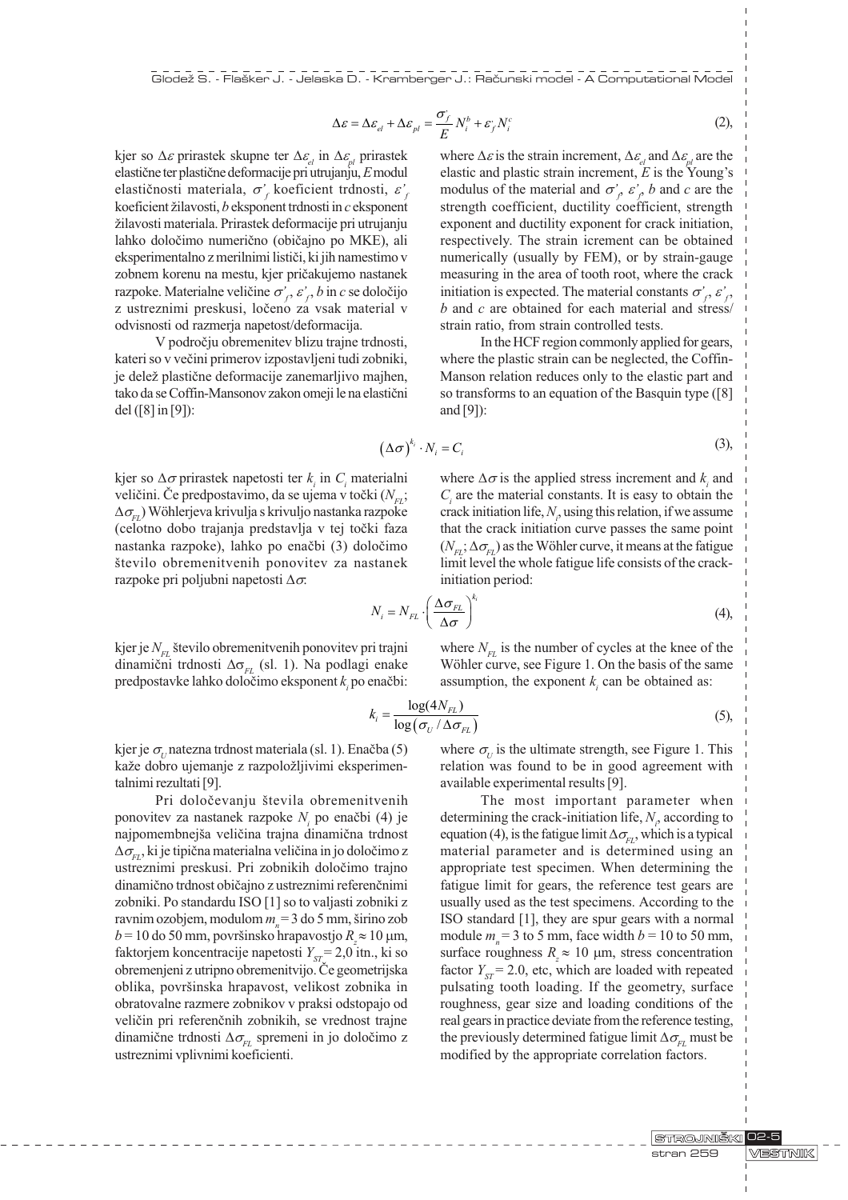$$\Delta\varepsilon = \Delta\varepsilon_{el} + \Delta\varepsilon_{pl} = \frac{\sigma'_f}{E} N_i^b + \varepsilon'_f N_i^c \tag{2}$$

kjer so $\Delta\varepsilon$ prirastek skupne ter $\Delta\varepsilon_{el}$ in $\Delta\varepsilon_{pl}$ prirastek elastične ter plastične deformacije pri utrujanju, $E$ modul elastičnosti materiala, $\sigma'_f$ koeficient trdnosti, $\varepsilon'_f$ koeficient žilavosti, $b$ eksponent trdnosti in $c$ eksponent žilavosti materiala. Prirastek deformacije pri utrujanju lahko določimo numerično (običajno po MKE), ali eksperimentalno z merilnimi lističi, ki jih namestimo v zobnem korenu na mestu, kjer pričakujemo nastanek razpoke. Materialne veličine $\sigma'_f$, $\varepsilon'_f$, $b$ in $c$ se določijo z ustreznimi preskusi, ločeno za vsak material v odvisnosti od razmerja napetost/deformacija.

V področju obremenitev blizu trajne trdnosti, kateri so v večini primerov izpostavljeni tudi zobniki, je delež plastične deformacije zanemarljivo majhen, tako da se Coffin-Mansonov zakon omeji le na elastični del ([8] in [9]):

where $\Delta\varepsilon$ is the strain increment, $\Delta\varepsilon_{el}$ and $\Delta\varepsilon_{pl}$ are the elastic and plastic strain increment, $E$ is the Young's modulus of the material and $\sigma'_f$, $\varepsilon'_f$, $b$ and $c$ are the strength coefficient, ductility coefficient, strength exponent and ductility exponent for crack initiation, respectively. The strain icrement can be obtained numerically (usually by FEM), or by strain-gauge measuring in the area of tooth root, where the crack initiation is expected. The material constants $\sigma'_f$, $\varepsilon'_f$, $b$ and $c$ are obtained for each material and stress/strain ratio, from strain controlled tests.

In the HCF region commonly applied for gears, where the plastic strain can be neglected, the Coffin-Manson relation reduces only to the elastic part and so transforms to an equation of the Basquin type ([8] and [9]):

$$(\Delta\sigma)^{k_i} \cdot N_i = C_i \tag{3}$$

kjer so $\Delta\sigma$ prirastek napetosti ter $k_i$ in $C_i$ materialni veličini. Če predpostavimo, da se ujema v točki ($N_{FL}$; $\Delta\sigma_{FL}$) Wöhlerjeva krivulja s krivuljo nastanka razpoke (celotno dobo trajanja predstavlja v tej točki faza nastanka razpoke), lahko po enačbi (3) določimo število obremenitvenih ponovitev za nastanek razpoke pri poljubni napetosti $\Delta\sigma$:

where $\Delta\sigma$ is the applied stress increment and $k_i$ and $C_i$ are the material constants. It is easy to obtain the crack initiation life, $N_i$, using this relation, if we assume that the crack initiation curve passes the same point ($N_{FL}$; $\Delta\sigma_{FL}$) as the Wöhler curve, it means at the fatigue limit level the whole fatigue life consists of the crack-initiation period:

$$N_i = N_{FL} \cdot \left(\frac{\Delta\sigma_{FL}}{\Delta\sigma}\right)^{k_i} \tag{4}$$

kjer je $N_{FL}$ število obremenitvenih ponovitev pri trajni dinamični trdnosti $\Delta\sigma_{FL}$ (sl. 1). Na podlagi enake predpostavke lahko določimo eksponent $k_i$ po enačbi:

where $N_{FL}$ is the number of cycles at the knee of the Wöhler curve, see Figure 1. On the basis of the same assumption, the exponent $k_i$ can be obtained as:

$$k_i = \frac{\log(4N_{FL})}{\log(\sigma_U / \Delta\sigma_{FL})} \tag{5}$$

kjer je $\sigma_U$ natezna trdnost materiala (sl. 1). Enačba (5) kaže dobro ujemanje z razpoložljivimi eksperimentalnimi rezultati [9].

Pri določevanju števila obremenitvenih ponovitev za nastanek razpoke $N_i$ po enačbi (4) je najpomembnejša veličina trajna dinamična trdnost $\Delta\sigma_{FL}$, ki je tipična materialna veličina in jo določimo z ustreznimi preskusi. Pri zobnikih določimo trajno dinamično trdnost običajno z ustreznimi referenčnimi zobniki. Po standardu ISO [1] so to valjasti zobniki z ravnim ozobjem, modulom $m_n$ = 3 do 5 mm, širino zob $b$ = 10 do 50 mm, površinsko hrapavostjo $R_z \approx 10$ μm, faktorjem koncentracije napetosti $Y_{ST}$ = 2,0 itn., ki so obremenjeni z utripno obremenitvijo. Če geometrijska oblika, površinska hrapavost, velikost zobnika in obratovalne razmere zobnikov v praksi odstopajo od veličin pri referenčnih zobnikih, se vrednost trajne dinamične trdnosti $\Delta\sigma_{FL}$ spremeni in jo določimo z ustreznimi vplivnimi koeficienti.

where $\sigma_U$ is the ultimate strength, see Figure 1. This relation was found to be in good agreement with available experimental results [9].

The most important parameter when determining the crack-initiation life, $N_i$, according to equation (4), is the fatigue limit $\Delta\sigma_{FL}$, which is a typical material parameter and is determined using an appropriate test specimen. When determining the fatigue limit for gears, the reference test gears are usually used as the test specimens. According to the ISO standard [1], they are spur gears with a normal module $m_n$ = 3 to 5 mm, face width $b$ = 10 to 50 mm, surface roughness $R_z \approx 10$ μm, stress concentration factor $Y_{ST}$ = 2.0, etc, which are loaded with repeated pulsating tooth loading. If the geometry, surface roughness, gear size and loading conditions of the real gears in practice deviate from the reference testing, the previously determined fatigue limit $\Delta\sigma_{FL}$ must be modified by the appropriate correlation factors.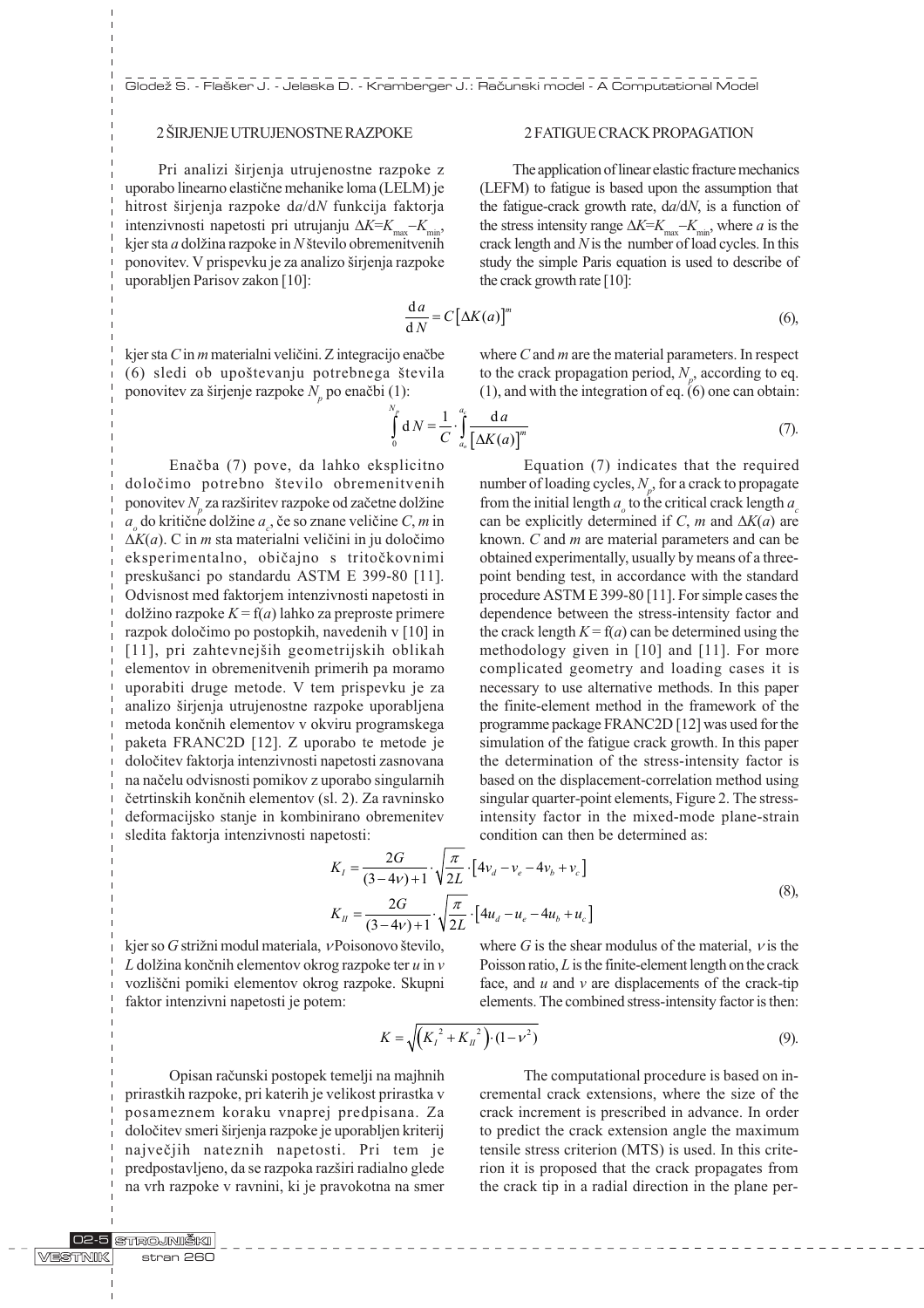## 2 ŠIRJENJE UTRUJENOSTNE RAZPOKE

Pri analizi širjenja utrujenostne razpoke z uporabo linearno elastične mehanike loma (LELM) je hitrost širjenja razpoke d$a$/d$N$ funkcija faktorja intenzivnosti napetosti pri utrujanju $\Delta K = K_{max} - K_{min}$, kjer sta $a$ dolžina razpoke in $N$ število obremenitvenih ponovitev. V prispevku je za analizo širjenja razpoke uporabljen Parisov zakon [10]:

$$\frac{\mathrm{d}a}{\mathrm{d}N} = C\left[\Delta K(a)\right]^m \tag{6}$$

kjer sta $C$ in $m$ materialni veličini. Z integracijo enačbe (6) sledi ob upoštevanju potrebnega števila ponovitev za širjenje razpoke $N_p$ po enačbi (1):

$$\int_0^{N_p} \mathrm{d}N = \frac{1}{C} \cdot \int_{a_o}^{a_c} \frac{\mathrm{d}a}{\left[\Delta K(a)\right]^m} \tag{7}$$

Enačba (7) pove, da lahko eksplicitno določimo potrebno število obremenitvenih ponovitev $N_p$ za razširitev razpoke od začetne dolžine $a_o$ do kritične dolžine $a_c$, če so znane veličine $C$, $m$ in $\Delta K(a)$. C in $m$ sta materialni veličini in ju določimo eksperimentalno, običajno s tritočkovnimi preskušanci po standardu ASTM E 399-80 [11]. Odvisnost med faktorjem intenzivnosti napetosti in dolžino razpoke $K = f(a)$ lahko za preproste primere razpok določimo po postopkih, navedenih v [10] in [11], pri zahtevnejših geometrijskih oblikah elementov in obremenitvenih primerih pa moramo uporabiti druge metode. V tem prispevku je za analizo širjenja utrujenostne razpoke uporabljena metoda končnih elementov v okviru programskega paketa FRANC2D [12]. Z uporabo te metode je določitev faktorja intenzivnosti napetosti zasnovana na načelu odvisnosti pomikov z uporabo singularnih četrtinskih končnih elementov (sl. 2). Za ravninsko deformacijsko stanje in kombinirano obremenitev sledita faktorja intenzivnosti napetosti:

$$K_I = \frac{2G}{(3-4\nu)+1} \cdot \sqrt{\frac{\pi}{2L}} \cdot \left[4v_d - v_e - 4v_b + v_c\right]$$
$$K_{II} = \frac{2G}{(3-4\nu)+1} \cdot \sqrt{\frac{\pi}{2L}} \cdot \left[4u_d - u_e - 4u_b + u_c\right] \tag{8}$$

kjer so $G$ strižni modul materiala, $\nu$ Poisonovo število, $L$ dolžina končnih elementov okrog razpoke ter $u$ in $v$ vozliščni pomiki elementov okrog razpoke. Skupni faktor intenzivni napetosti je potem:

$$K = \sqrt{\left(K_I^{\,2} + K_{II}^{\,2}\right) \cdot (1-\nu^2)} \tag{9}$$

Opisan računski postopek temelji na majhnih prirastkih razpoke, pri katerih je velikost prirastka v posameznem koraku vnaprej predpisana. Za določitev smeri širjenja razpoke je uporabljen kriterij največjih nateznih napetosti. Pri tem je predpostavljeno, da se razpoka razširi radialno glede na vrh razpoke v ravnini, ki je pravokotna na smer

## 2 FATIGUE CRACK PROPAGATION

The application of linear elastic fracture mechanics (LEFM) to fatigue is based upon the assumption that the fatigue-crack growth rate, d$a$/d$N$, is a function of the stress intensity range $\Delta K = K_{max} - K_{min}$, where $a$ is the crack length and $N$ is the number of load cycles. In this study the simple Paris equation is used to describe of the crack growth rate [10]:

where $C$ and $m$ are the material parameters. In respect to the crack propagation period, $N_p$, according to eq. (1), and with the integration of eq. (6) one can obtain:

Equation (7) indicates that the required number of loading cycles, $N_p$, for a crack to propagate from the initial length $a_o$ to the critical crack length $a_c$ can be explicitly determined if $C$, $m$ and $\Delta K(a)$ are known. $C$ and $m$ are material parameters and can be obtained experimentally, usually by means of a three-point bending test, in accordance with the standard procedure ASTM E 399-80 [11]. For simple cases the dependence between the stress-intensity factor and the crack length $K = f(a)$ can be determined using the methodology given in [10] and [11]. For more complicated geometry and loading cases it is necessary to use alternative methods. In this paper the finite-element method in the framework of the programme package FRANC2D [12] was used for the simulation of the fatigue crack growth. In this paper the determination of the stress-intensity factor is based on the displacement-correlation method using singular quarter-point elements, Figure 2. The stress-intensity factor in the mixed-mode plane-strain condition can then be determined as:

where $G$ is the shear modulus of the material, $\nu$ is the Poisson ratio, $L$ is the finite-element length on the crack face, and $u$ and $v$ are displacements of the crack-tip elements. The combined stress-intensity factor is then:

The computational procedure is based on incremental crack extensions, where the size of the crack increment is prescribed in advance. In order to predict the crack extension angle the maximum tensile stress criterion (MTS) is used. In this criterion it is proposed that the crack propagates from the crack tip in a radial direction in the plane per-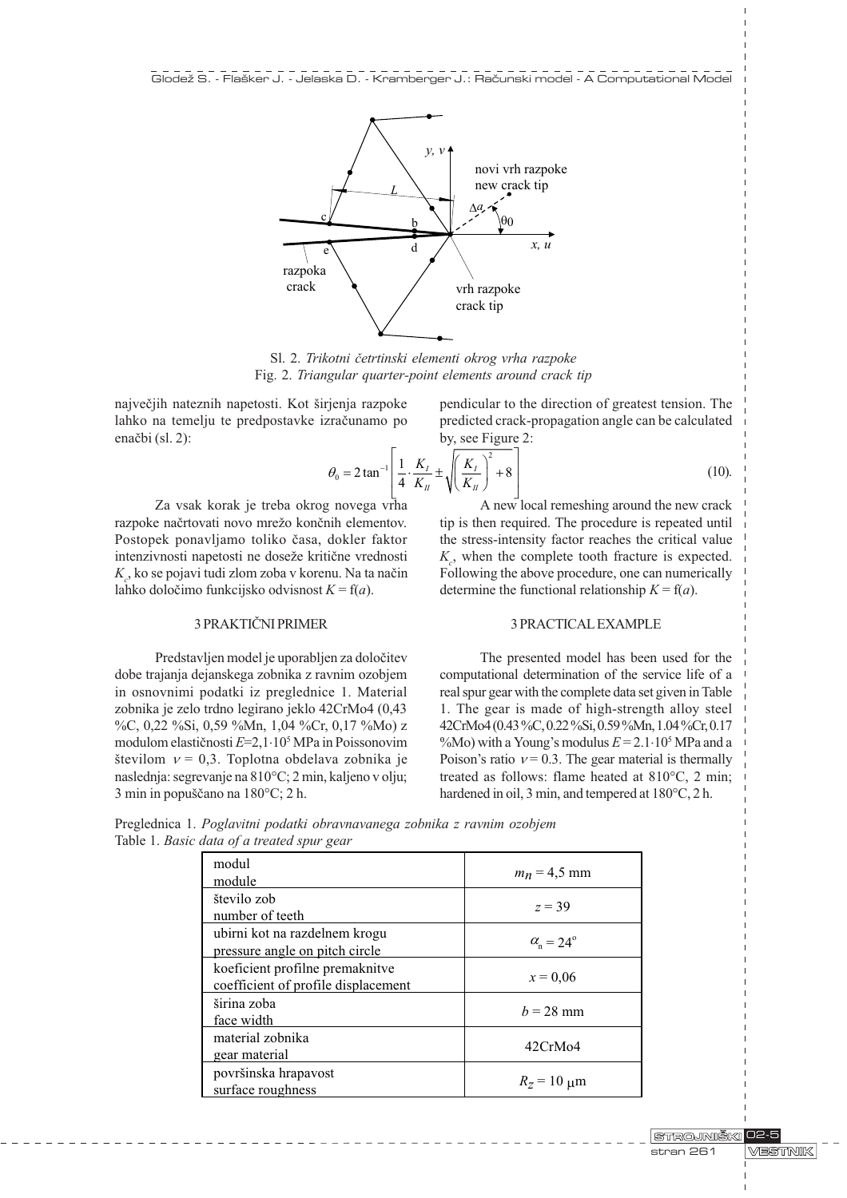Sl. 2. *Trikotni četrtinski elementi okrog vrha razpoke*
Fig. 2. *Triangular quarter-point elements around crack tip*

največjih nateznih napetosti. Kot širjenja razpoke lahko na temelju te predpostavke izračunamo po enačbi (sl. 2):

pendicular to the direction of greatest tension. The predicted crack-propagation angle can be calculated by, see Figure 2:

$$\theta_0 = 2\tan^{-1}\left[\frac{1}{4}\cdot\frac{K_I}{K_{II}} \pm \sqrt{\left(\frac{K_I}{K_{II}}\right)^2 + 8}\right] \quad (10).$$

Za vsak korak je treba okrog novega vrha razpoke načrtovati novo mrežo končnih elementov. Postopek ponavljamo toliko časa, dokler faktor intenzivnosti napetosti ne doseže kritične vrednosti $K_c$, ko se pojavi tudi zlom zoba v korenu. Na ta način lahko določimo funkcijsko odvisnost $K = f(a)$.

A new local remeshing around the new crack tip is then required. The procedure is repeated until the stress-intensity factor reaches the critical value $K_c$, when the complete tooth fracture is expected. Following the above procedure, one can numerically determine the functional relationship $K = f(a)$.

## 3 PRAKTIČNI PRIMER

Predstavljen model je uporabljen za določitev dobe trajanja dejanskega zobnika z ravnim ozobjem in osnovnimi podatki iz preglednice 1. Material zobnika je zelo trdno legirano jeklo 42CrMo4 (0,43 %C, 0,22 %Si, 0,59 %Mn, 1,04 %Cr, 0,17 %Mo) z modulom elastičnosti $E$=2,1·10$^5$ MPa in Poissonovim številom $\nu$ = 0,3. Toplotna obdelava zobnika je naslednja: segrevanje na 810°C; 2 min, kaljeno v olju; 3 min in popuščano na 180°C; 2 h.

## 3 PRACTICAL EXAMPLE

The presented model has been used for the computational determination of the service life of a real spur gear with the complete data set given in Table 1. The gear is made of high-strength alloy steel 42CrMo4 (0.43 %C, 0.22 %Si, 0.59 %Mn, 1.04 %Cr, 0.17 %Mo) with a Young's modulus $E$ = 2.1·10$^5$ MPa and a Poison's ratio $\nu$ = 0.3. The gear material is thermally treated as follows: flame heated at 810°C, 2 min; hardened in oil, 3 min, and tempered at 180°C, 2 h.

Preglednica 1. *Poglavitni podatki obravnavanega zobnika z ravnim ozobjem*
Table 1. *Basic data of a treated spur gear*

| | |
|---|---|
| modul<br>module | $m_n$ = 4,5 mm |
| število zob<br>number of teeth | $z$ = 39 |
| ubirni kot na razdelnem krogu<br>pressure angle on pitch circle | $\alpha_n = 24^{\circ}$ |
| koeficient profilne premaknitve<br>coefficient of profile displacement | $x$ = 0,06 |
| širina zoba<br>face width | $b$ = 28 mm |
| material zobnika<br>gear material | 42CrMo4 |
| površinska hrapavost<br>surface roughness | $R_Z$ = 10 μm |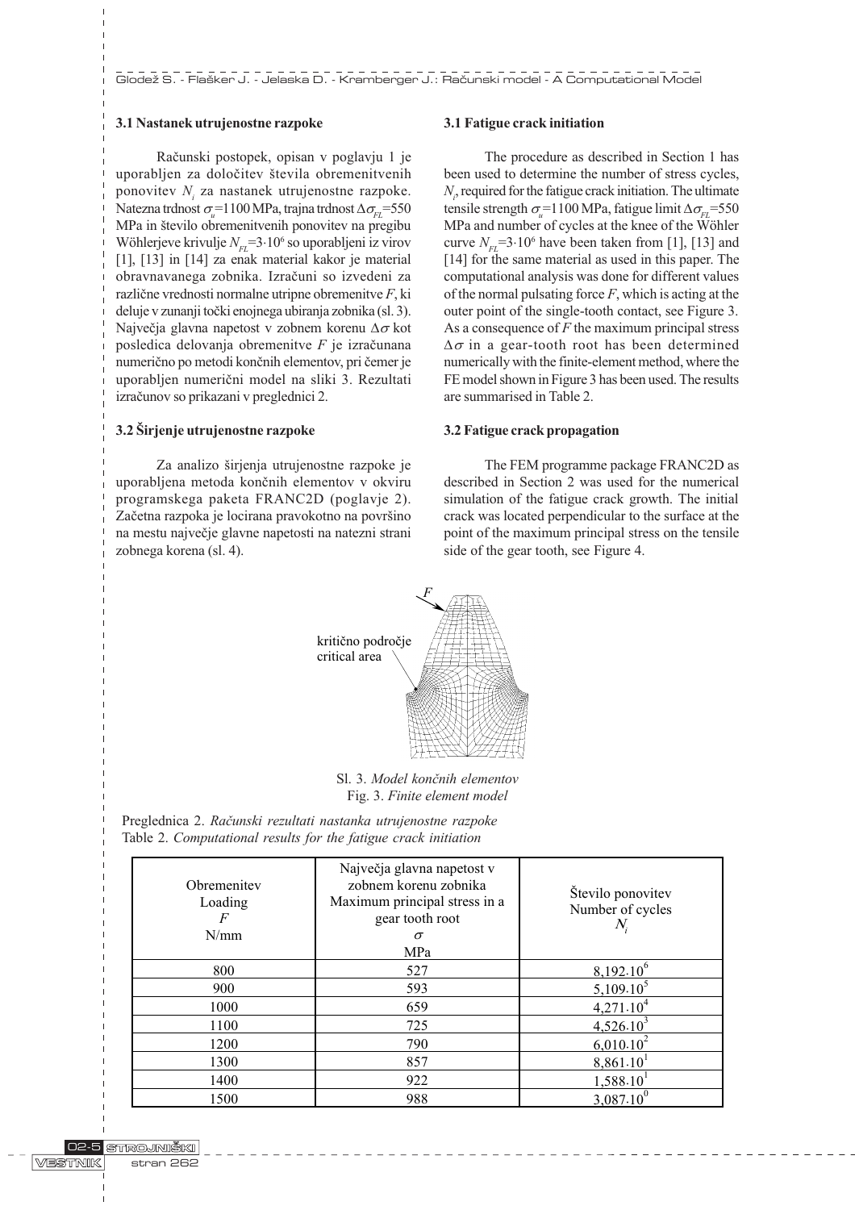### 3.1 Nastanek utrujenostne razpoke

Računski postopek, opisan v poglavju 1 je uporabljen za določitev števila obremenitvenih ponovitev $N_i$ za nastanek utrujenostne razpoke. Natezna trdnost $\sigma_u$=1100 MPa, trajna trdnost $\Delta\sigma_{FL}$=550 MPa in število obremenitvenih ponovitev na pregibu Wöhlerjeve krivulje $N_{FL}$=3·10$^6$ so uporabljeni iz virov [1], [13] in [14] za enak material kakor je material obravnavanega zobnika. Izračuni so izvedeni za različne vrednosti normalne utripne obremenitve $F$, ki deluje v zunanji točki enojnega ubiranja zobnika (sl. 3). Največja glavna napetost v zobnem korenu $\Delta\sigma$ kot posledica delovanja obremenitve $F$ je izračunana numerično po metodi končnih elementov, pri čemer je uporabljen numerični model na sliki 3. Rezultati izračunov so prikazani v preglednici 2.

### 3.2 Širjenje utrujenostne razpoke

Za analizo širjenja utrujenostne razpoke je uporabljena metoda končnih elementov v okviru programskega paketa FRANC2D (poglavje 2). Začetna razpoka je locirana pravokotno na površino na mestu največje glavne napetosti na natezni strani zobnega korena (sl. 4).

### 3.1 Fatigue crack initiation

The procedure as described in Section 1 has been used to determine the number of stress cycles, $N_i$, required for the fatigue crack initiation. The ultimate tensile strength $\sigma_u$=1100 MPa, fatigue limit $\Delta\sigma_{FL}$=550 MPa and number of cycles at the knee of the Wöhler curve $N_{FL}$=3·10$^6$ have been taken from [1], [13] and [14] for the same material as used in this paper. The computational analysis was done for different values of the normal pulsating force $F$, which is acting at the outer point of the single-tooth contact, see Figure 3. As a consequence of $F$ the maximum principal stress $\Delta\sigma$ in a gear-tooth root has been determined numerically with the finite-element method, where the FE model shown in Figure 3 has been used. The results are summarised in Table 2.

### 3.2 Fatigue crack propagation

The FEM programme package FRANC2D as described in Section 2 was used for the numerical simulation of the fatigue crack growth. The initial crack was located perpendicular to the surface at the point of the maximum principal stress on the tensile side of the gear tooth, see Figure 4.

Sl. 3. *Model končnih elementov*
Fig. 3. *Finite element model*

Preglednica 2. *Računski rezultati nastanka utrujenostne razpoke*
Table 2. *Computational results for the fatigue crack initiation*

| Obremenitev Loading $F$ N/mm | Največja glavna napetost v zobnem korenu zobnika Maximum principal stress in a gear tooth root $\sigma$ MPa | Število ponovitev Number of cycles $N_i$ |
|---|---|---|
| 800 | 527 | $8{,}192 \cdot 10^6$ |
| 900 | 593 | $5{,}109 \cdot 10^5$ |
| 1000 | 659 | $4{,}271 \cdot 10^4$ |
| 1100 | 725 | $4{,}526 \cdot 10^3$ |
| 1200 | 790 | $6{,}010 \cdot 10^2$ |
| 1300 | 857 | $8{,}861 \cdot 10^1$ |
| 1400 | 922 | $1{,}588 \cdot 10^1$ |
| 1500 | 988 | $3{,}087 \cdot 10^0$ |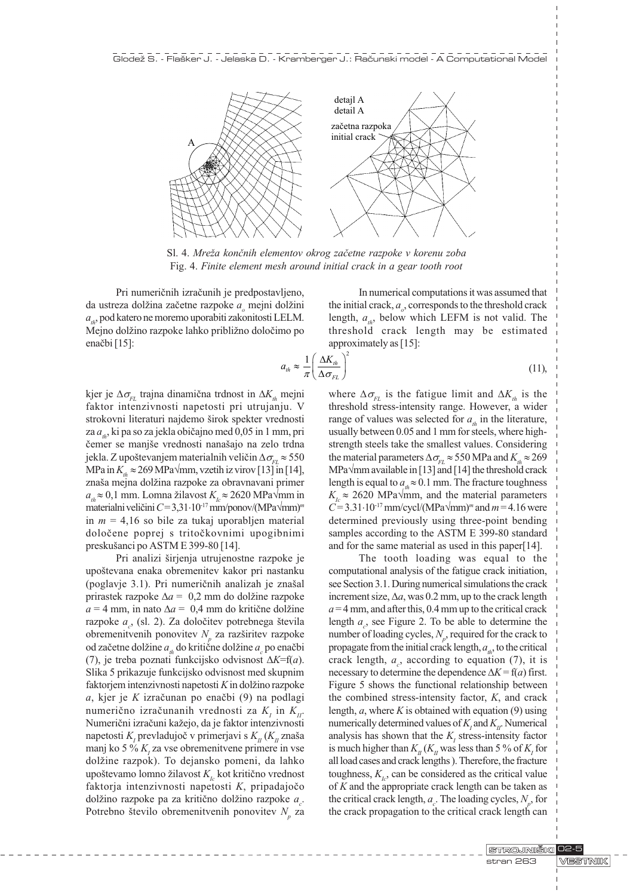Sl. 4. *Mreža končnih elementov okrog začetne razpoke v korenu zoba*
Fig. 4. *Finite element mesh around initial crack in a gear tooth root*

Pri numeričnih izračunih je predpostavljeno, da ustreza dolžina začetne razpoke $a_o$ mejni dolžini $a_{th}$, pod katero ne moremo uporabiti zakonitosti LELM. Mejno dolžino razpoke lahko približno določimo po enačbi [15]:

$$a_{th} \approx \frac{1}{\pi}\left(\frac{\Delta K_{th}}{\Delta \sigma_{FL}}\right)^2 \tag{11}$$

kjer je $\Delta\sigma_{FL}$ trajna dinamična trdnost in $\Delta K_{th}$ mejni faktor intenzivnosti napetosti pri utrujanju. V strokovni literaturi najdemo širok spekter vrednosti za $a_{th}$, ki pa so za jekla običajno med 0,05 in 1 mm, pri čemer se manjše vrednosti nanašajo na zelo trdna jekla. Z upoštevanjem materialnih veličin $\Delta\sigma_{FL} \approx 550$ MPa in $K_{th} \approx 269$ MPa$\sqrt{\text{mm}}$, vzetih iz virov [13] in [14], znaša mejna dolžina razpoke za obravnavani primer $a_{th} \approx 0{,}1$ mm. Lomna žilavost $K_{Ic} \approx 2620$ MPa$\sqrt{\text{mm}}$ in materialni veličini $C = 3{,}31\cdot10^{-17}$ mm/ponov/(MPa$\sqrt{\text{mm}}$)$^m$ in $m = 4{,}16$ so bile za tukaj uporabljen material določene poprej s tritočkovnimi upogibnimi preskušanci po ASTM E 399-80 [14].

Pri analizi širjenja utrujenostne razpoke je upoštevana enaka obremenitev kakor pri nastanku (poglavje 3.1). Pri numeričnih analizah je znašal prirastek razpoke $\Delta a = 0{,}2$ mm do dolžine razpoke $a = 4$ mm, in nato $\Delta a = 0{,}4$ mm do kritične dolžine razpoke $a_c$, (sl. 2). Za določitev potrebnega števila obremenitvenih ponovitev $N_p$ za razširitev razpoke od začetne dolžine $a_{th}$ do kritične dolžine $a_c$ po enačbi (7), je treba poznati funkcijsko odvisnost $\Delta K$=f($a$). Slika 5 prikazuje funkcijsko odvisnost med skupnim faktorjem intenzivnosti napetosti $K$ in dolžino razpoke $a$, kjer je $K$ izračunan po enačbi (9) na podlagi numerično izračunanih vrednosti za $K_I$ in $K_{II}$. Numerični izračuni kažejo, da je faktor intenzivnosti napetosti $K_I$ prevladujoč v primerjavi s $K_{II}$ ($K_{II}$ znaša manj ko 5 % $K_I$ za vse obremenitvene primere in vse dolžine razpok). To dejansko pomeni, da lahko upoštevamo lomno žilavost $K_{Ic}$ kot kritično vrednost faktorja intenzivnosti napetosti $K$, pripadajočo dolžino razpoke pa za kritično dolžino razpoke $a_c$. Potrebno število obremenitvenih ponovitev $N_p$ za

In numerical computations it was assumed that the initial crack, $a_o$, corresponds to the threshold crack length, $a_{th}$, below which LEFM is not valid. The threshold crack length may be estimated approximately as [15]:

where $\Delta\sigma_{FL}$ is the fatigue limit and $\Delta K_{th}$ is the threshold stress-intensity range. However, a wider range of values was selected for $a_{th}$ in the literature, usually between 0.05 and 1 mm for steels, where high-strength steels take the smallest values. Considering the material parameters $\Delta\sigma_{FL} \approx 550$ MPa and $K_{th} \approx 269$ MPa$\sqrt{\text{mm}}$ available in [13] and [14] the threshold crack length is equal to $a_{th} \approx 0.1$ mm. The fracture toughness $K_{Ic} \approx 2620$ MPa$\sqrt{\text{mm}}$, and the material parameters $C = 3.31\cdot10^{-17}$ mm/cycl/(MPa$\sqrt{\text{mm}}$)$^m$ and $m = 4.16$ were determined previously using three-point bending samples according to the ASTM E 399-80 standard and for the same material as used in this paper[14].

The tooth loading was equal to the computational analysis of the fatigue crack initiation, see Section 3.1. During numerical simulations the crack increment size, $\Delta a$, was 0.2 mm, up to the crack length $a = 4$ mm, and after this, 0.4 mm up to the critical crack length $a_c$, see Figure 2. To be able to determine the number of loading cycles, $N_p$, required for the crack to propagate from the initial crack length, $a_{th}$, to the critical crack length, $a_c$, according to equation (7), it is necessary to determine the dependence $\Delta K$ = f($a$) first. Figure 5 shows the functional relationship between the combined stress-intensity factor, $K$, and crack length, $a$, where $K$ is obtained with equation (9) using numerically determined values of $K_I$ and $K_{II}$. Numerical analysis has shown that the $K_I$ stress-intensity factor is much higher than $K_{II}$ ($K_{II}$ was less than 5 % of $K_I$ for all load cases and crack lengths ). Therefore, the fracture toughness, $K_{Ic}$, can be considered as the critical value of $K$ and the appropriate crack length can be taken as the critical crack length, $a_c$. The loading cycles, $N_p$, for the crack propagation to the critical crack length can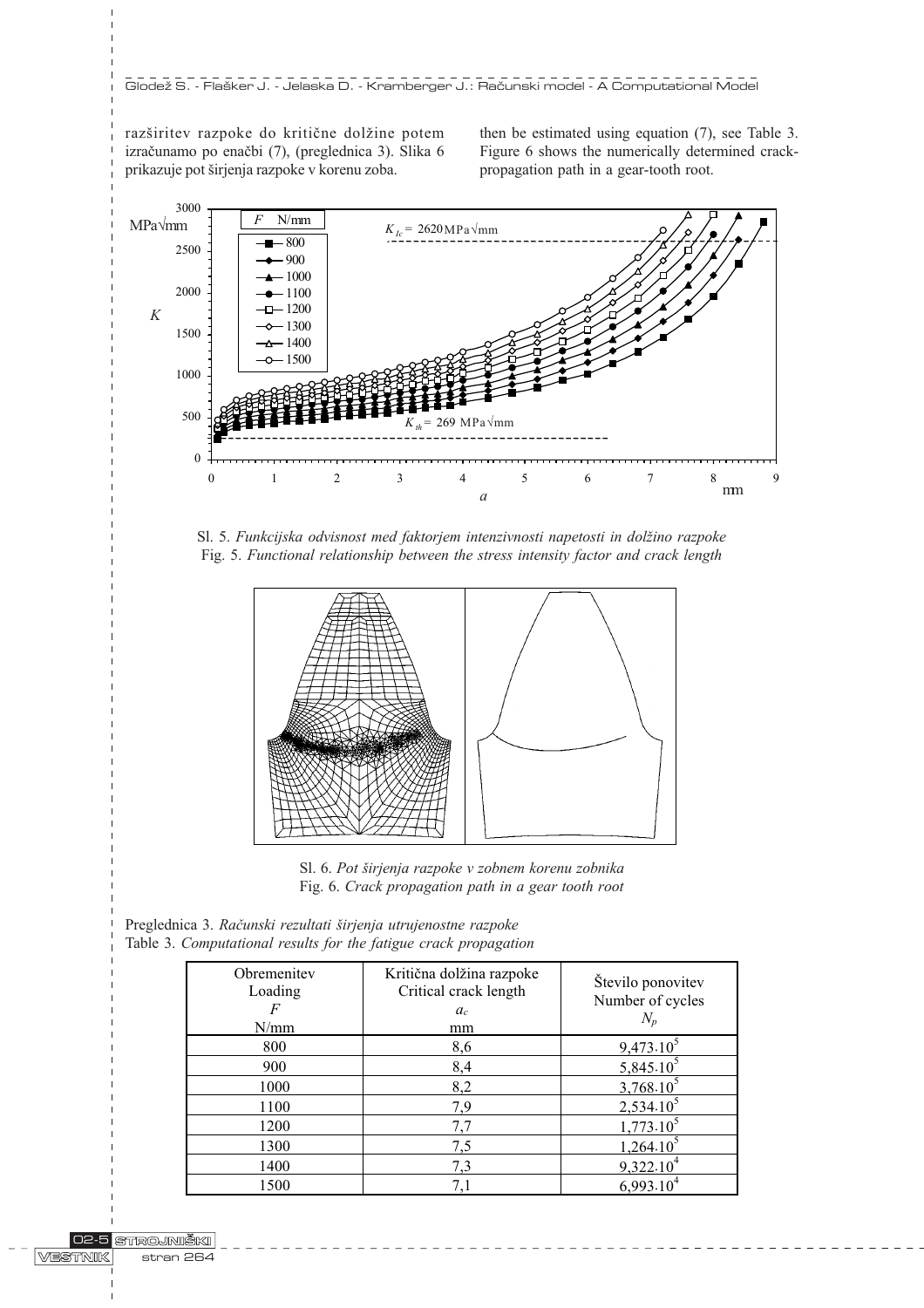razširitev razpoke do kritične dolžine potem izračunamo po enačbi (7), (preglednica 3). Slika 6 prikazuje pot širjenja razpoke v korenu zoba.

then be estimated using equation (7), see Table 3. Figure 6 shows the numerically determined crack-propagation path in a gear-tooth root.

Sl. 5. *Funkcijska odvisnost med faktorjem intenzivnosti napetosti in dolžino razpoke*
Fig. 5. *Functional relationship between the stress intensity factor and crack length*

Sl. 6. *Pot širjenja razpoke v zobnem korenu zobnika*
Fig. 6. *Crack propagation path in a gear tooth root*

Preglednica 3. *Računski rezultati širjenja utrujenostne razpoke*
Table 3. *Computational results for the fatigue crack propagation*

| Obremenitev<br>Loading<br>$F$<br>N/mm | Kritična dolžina razpoke<br>Critical crack length<br>$a_c$<br>mm | Število ponovitev<br>Number of cycles<br>$N_p$ |
|---|---|---|
| 800 | 8,6 | $9{,}473 \cdot 10^5$ |
| 900 | 8,4 | $5{,}845 \cdot 10^5$ |
| 1000 | 8,2 | $3{,}768 \cdot 10^5$ |
| 1100 | 7,9 | $2{,}534 \cdot 10^5$ |
| 1200 | 7,7 | $1{,}773 \cdot 10^5$ |
| 1300 | 7,5 | $1{,}264 \cdot 10^5$ |
| 1400 | 7,3 | $9{,}322 \cdot 10^4$ |
| 1500 | 7,1 | $6{,}993 \cdot 10^4$ |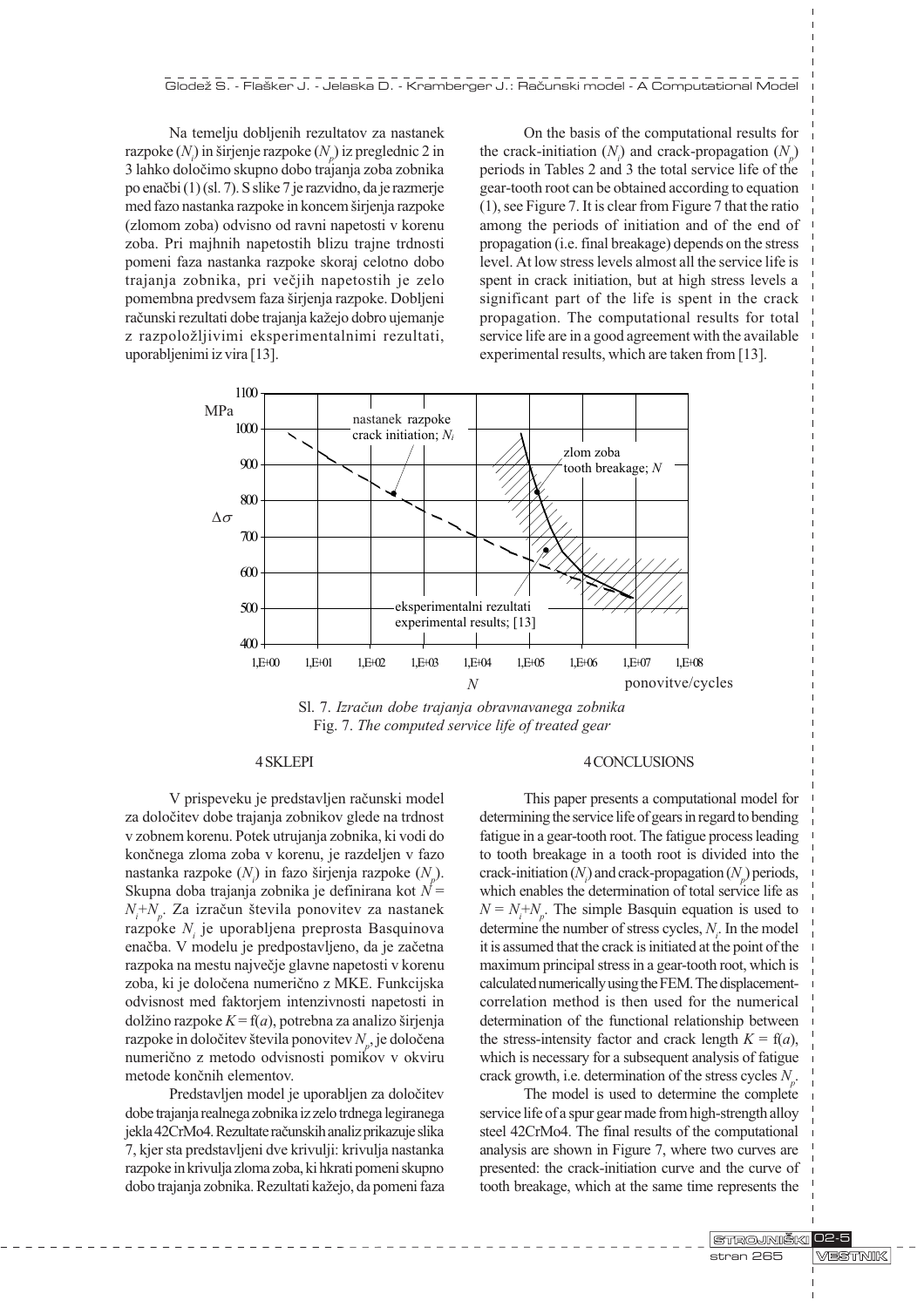Na temelju dobljenih rezultatov za nastanek razpoke ($N_i$) in širjenje razpoke ($N_p$) iz preglednic 2 in 3 lahko določimo skupno dobo trajanja zoba zobnika po enačbi (1) (sl. 7). S slike 7 je razvidno, da je razmerje med fazo nastanka razpoke in koncem širjenja razpoke (zlomom zoba) odvisno od ravni napetosti v korenu zoba. Pri majhnih napetostih blizu trajne trdnosti pomeni faza nastanka razpoke skoraj celotno dobo trajanja zobnika, pri večjih napetostih je zelo pomembna predvsem faza širjenja razpoke. Dobljeni računski rezultati dobe trajanja kažejo dobro ujemanje z razpoložljivimi eksperimentalnimi rezultati, uporabljenimi iz vira [13].

On the basis of the computational results for the crack-initiation ($N_i$) and crack-propagation ($N_p$) periods in Tables 2 and 3 the total service life of the gear-tooth root can be obtained according to equation (1), see Figure 7. It is clear from Figure 7 that the ratio among the periods of initiation and of the end of propagation (i.e. final breakage) depends on the stress level. At low stress levels almost all the service life is spent in crack initiation, but at high stress levels a significant part of the life is spent in the crack propagation. The computational results for total service life are in a good agreement with the available experimental results, which are taken from [13].

Sl. 7. *Izračun dobe trajanja obravnavanega zobnika*
Fig. 7. *The computed service life of treated gear*

## 4 SKLEPI

V prispevku je predstavljen računski model za določitev dobe trajanja zobnikov glede na trdnost v zobnem korenu. Potek utrujanja zobnika, ki vodi do končnega zloma zoba v korenu, je razdeljen v fazo nastanka razpoke ($N_i$) in fazo širjenja razpoke ($N_p$). Skupna doba trajanja zobnika je definirana kot $N = N_i + N_p$. Za izračun števila ponovitev za nastanek razpoke $N_i$ je uporabljena preprosta Basquinova enačba. V modelu je predpostavljeno, da je začetna razpoka na mestu največje glavne napetosti v korenu zoba, ki je določena numerično z MKE. Funkcijska odvisnost med faktorjem intenzivnosti napetosti in dolžino razpoke $K = f(a)$, potrebna za analizo širjenja razpoke in določitev števila ponovitev $N_p$, je določena numerično z metodo odvisnosti pomikov v okviru metode končnih elementov.

Predstavljen model je uporabljen za določitev dobe trajanja realnega zobnika iz zelo trdnega legiranega jekla 42CrMo4. Rezultate računskih analiz prikazuje slika 7, kjer sta predstavljeni dve krivulji: krivulja nastanka razpoke in krivulja zloma zoba, ki hkrati pomeni skupno dobo trajanja zobnika. Rezultati kažejo, da pomeni faza

## 4 CONCLUSIONS

This paper presents a computational model for determining the service life of gears in regard to bending fatigue in a gear-tooth root. The fatigue process leading to tooth breakage in a tooth root is divided into the crack-initiation ($N_i$) and crack-propagation ($N_p$) periods, which enables the determination of total service life as $N = N_i + N_p$. The simple Basquin equation is used to determine the number of stress cycles, $N_i$. In the model it is assumed that the crack is initiated at the point of the maximum principal stress in a gear-tooth root, which is calculated numerically using the FEM. The displacement-correlation method is then used for the numerical determination of the functional relationship between the stress-intensity factor and crack length $K = f(a)$, which is necessary for a subsequent analysis of fatigue crack growth, i.e. determination of the stress cycles $N_p$.

The model is used to determine the complete service life of a spur gear made from high-strength alloy steel 42CrMo4. The final results of the computational analysis are shown in Figure 7, where two curves are presented: the crack-initiation curve and the curve of tooth breakage, which at the same time represents the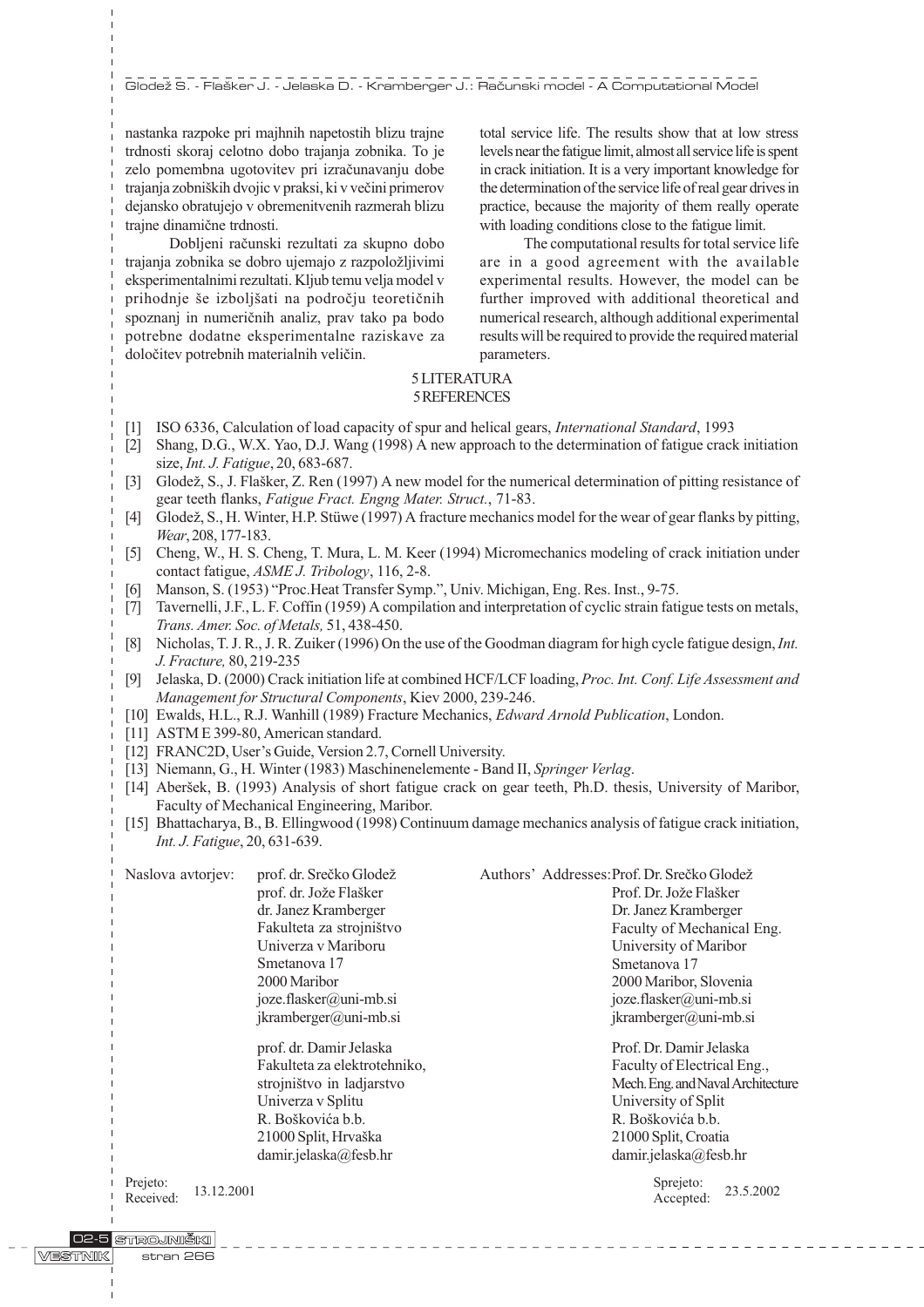nastanka razpoke pri majhnih napetostih blizu trajne trdnosti skoraj celotno dobo trajanja zobnika. To je zelo pomembna ugotovitev pri izračunavanju dobe trajanja zobniških dvojic v praksi, ki v večini primerov dejansko obratujejo v obremenitvenih razmerah blizu trajne dinamične trdnosti.

Dobljeni računski rezultati za skupno dobo trajanja zobnika se dobro ujemajo z razpoložljivimi eksperimentalnimi rezultati. Kljub temu velja model v prihodnje še izboljšati na področju teoretičnih spoznanj in numeričnih analiz, prav tako pa bodo potrebne dodatne eksperimentalne raziskave za določitev potrebnih materialnih veličin.

total service life. The results show that at low stress levels near the fatigue limit, almost all service life is spent in crack initiation. It is a very important knowledge for the determination of the service life of real gear drives in practice, because the majority of them really operate with loading conditions close to the fatigue limit.

The computational results for total service life are in a good agreement with the available experimental results. However, the model can be further improved with additional theoretical and numerical research, although additional experimental results will be required to provide the required material parameters.

## 5 LITERATURA
## 5 REFERENCES

[1] ISO 6336, Calculation of load capacity of spur and helical gears, *International Standard*, 1993

[2] Shang, D.G., W.X. Yao, D.J. Wang (1998) A new approach to the determination of fatigue crack initiation size, *Int. J. Fatigue*, 20, 683-687.

[3] Glodež, S., J. Flašker, Z. Ren (1997) A new model for the numerical determination of pitting resistance of gear teeth flanks, *Fatigue Fract. Engng Mater. Struct.*, 71-83.

[4] Glodež, S., H. Winter, H.P. Stüwe (1997) A fracture mechanics model for the wear of gear flanks by pitting, *Wear*, 208, 177-183.

[5] Cheng, W., H. S. Cheng, T. Mura, L. M. Keer (1994) Micromechanics modeling of crack initiation under contact fatigue, *ASME J. Tribology*, 116, 2-8.

[6] Manson, S. (1953) "Proc.Heat Transfer Symp.", Univ. Michigan, Eng. Res. Inst., 9-75.

[7] Tavernelli, J.F., L. F. Coffin (1959) A compilation and interpretation of cyclic strain fatigue tests on metals, *Trans. Amer. Soc. of Metals,* 51, 438-450.

[8] Nicholas, T. J. R., J. R. Zuiker (1996) On the use of the Goodman diagram for high cycle fatigue design, *Int. J. Fracture,* 80, 219-235

[9] Jelaska, D. (2000) Crack initiation life at combined HCF/LCF loading, *Proc. Int. Conf. Life Assessment and Management for Structural Components*, Kiev 2000, 239-246.

[10] Ewalds, H.L., R.J. Wanhill (1989) Fracture Mechanics, *Edward Arnold Publication*, London.

[11] ASTM E 399-80, American standard.

[12] FRANC2D, User's Guide, Version 2.7, Cornell University.

[13] Niemann, G., H. Winter (1983) Maschinenelemente - Band II, *Springer Verlag*.

[14] Aberšek, B. (1993) Analysis of short fatigue crack on gear teeth, Ph.D. thesis, University of Maribor, Faculty of Mechanical Engineering, Maribor.

[15] Bhattacharya, B., B. Ellingwood (1998) Continuum damage mechanics analysis of fatigue crack initiation, *Int. J. Fatigue*, 20, 631-639.

Naslova avtorjev: prof. dr. Srečko Glodež
prof. dr. Jože Flašker
dr. Janez Kramberger
Fakulteta za strojništvo
Univerza v Mariboru
Smetanova 17
2000 Maribor
joze.flasker@uni-mb.si
jkramberger@uni-mb.si

prof. dr. Damir Jelaska
Fakulteta za elektrotehniko, strojništvo in ladjarstvo
Univerza v Splitu
R. Boškovića b.b.
21000 Split, Hrvaška
damir.jelaska@fesb.hr

Authors' Addresses: Prof. Dr. Srečko Glodež
Prof. Dr. Jože Flašker
Dr. Janez Kramberger
Faculty of Mechanical Eng.
University of Maribor
Smetanova 17
2000 Maribor, Slovenia
joze.flasker@uni-mb.si
jkramberger@uni-mb.si

Prof. Dr. Damir Jelaska
Faculty of Electrical Eng., Mech. Eng. and Naval Architecture
University of Split
R. Boškovića b.b.
21000 Split, Croatia
damir.jelaska@fesb.hr

Prejeto: / Received: 13.12.2001

Sprejeto: / Accepted: 23.5.2002